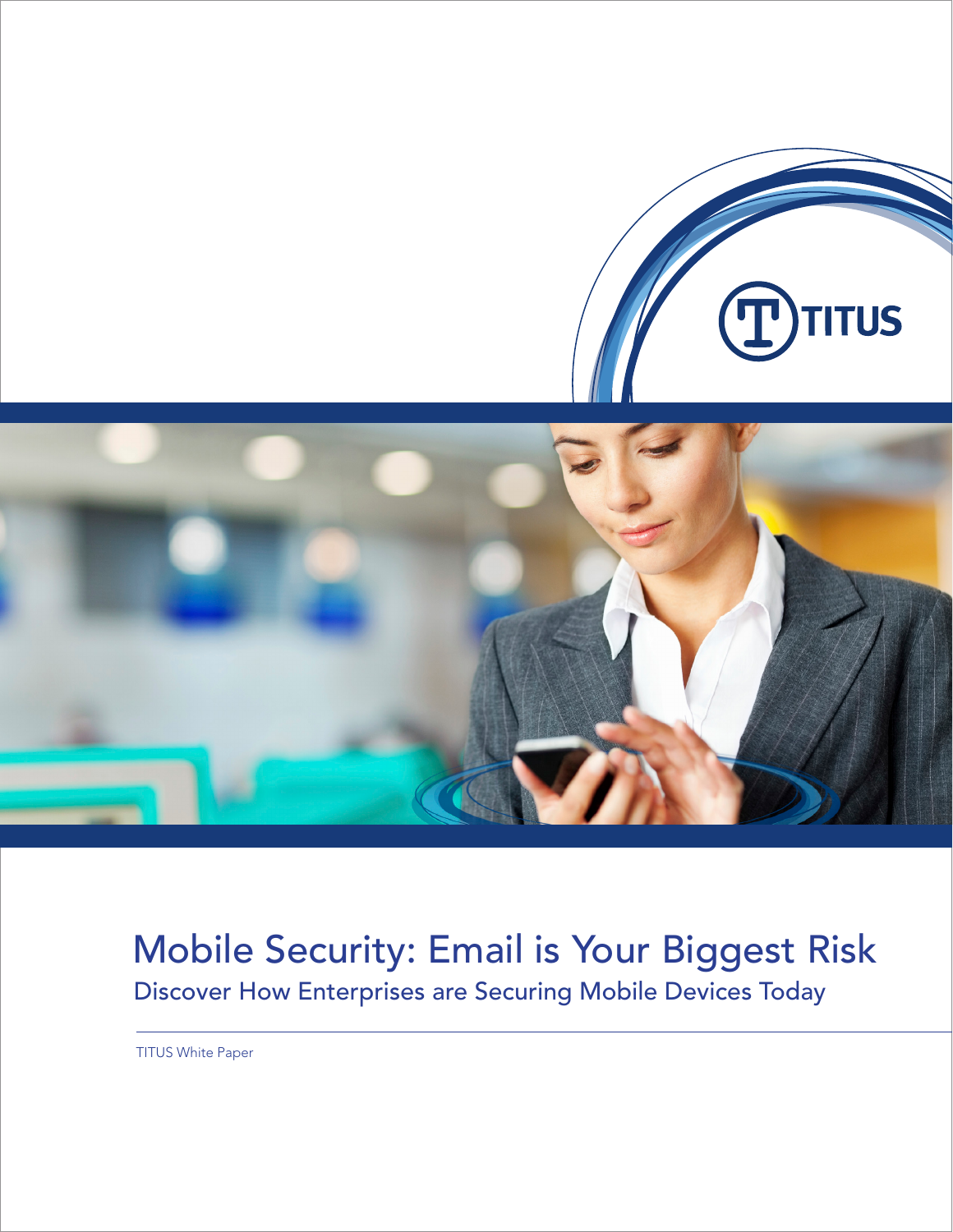TITUS

# Mobile Security: Email is Your Biggest Risk

## Discover How Enterprises are Securing Mobile Devices Today

TITUS White Paper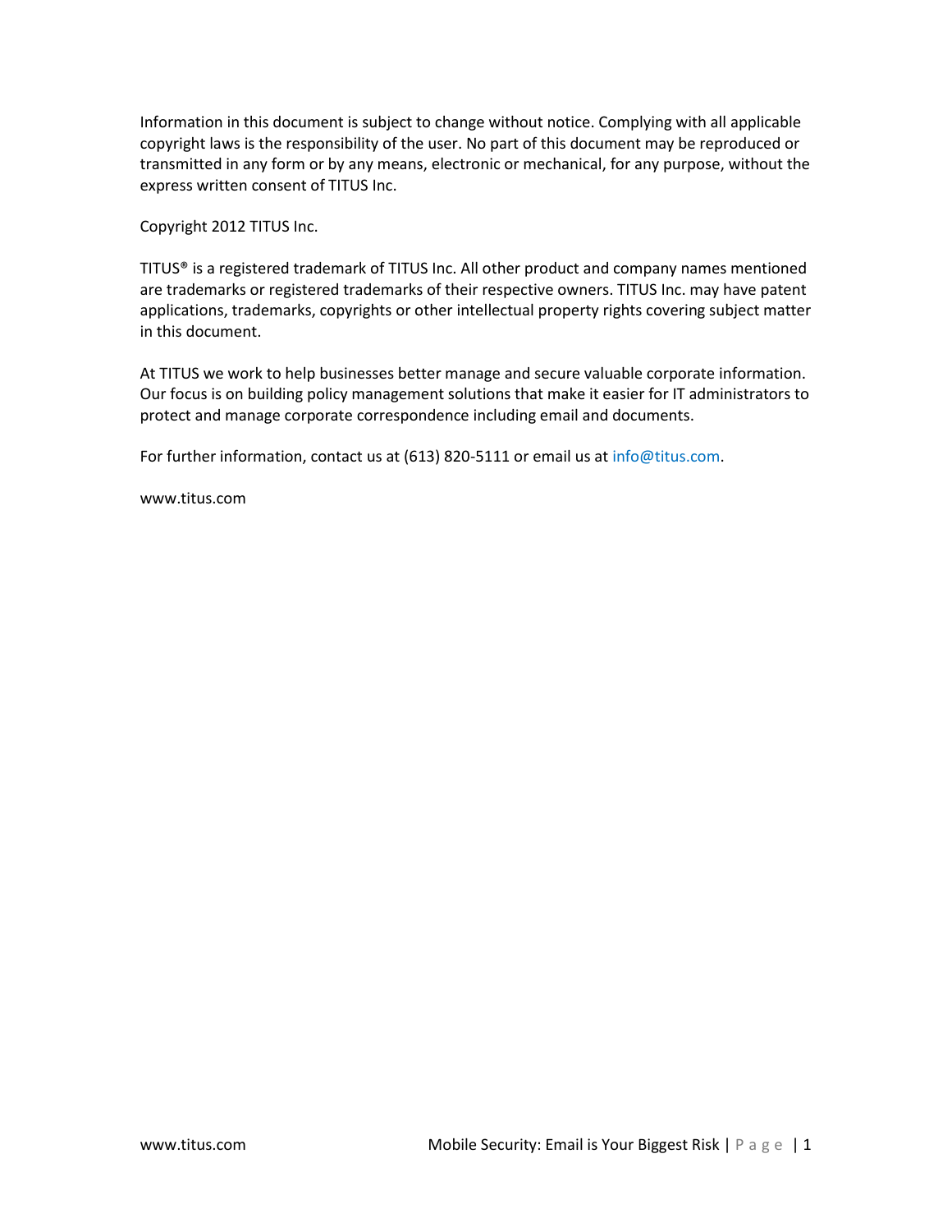Information in this document is subject to change without notice. Complying with all applicable copyright laws is the responsibility of the user. No part of this document may be reproduced or transmitted in any form or by any means, electronic or mechanical, for any purpose, without the express written consent of TITUS Inc.

Copyright 2012 TITUS Inc.

TITUS® is a registered trademark of TITUS Inc. All other product and company names mentioned are trademarks or registered trademarks of their respective owners. TITUS Inc. may have patent applications, trademarks, copyrights or other intellectual property rights covering subject matter in this document.

At TITUS we work to help businesses better manage and secure valuable corporate information. Our focus is on building policy management solutions that make it easier for IT administrators to protect and manage corporate correspondence including email and documents.

For further information, contact us at (613) 820-5111 or email us at info@titus.com.

www.titus.com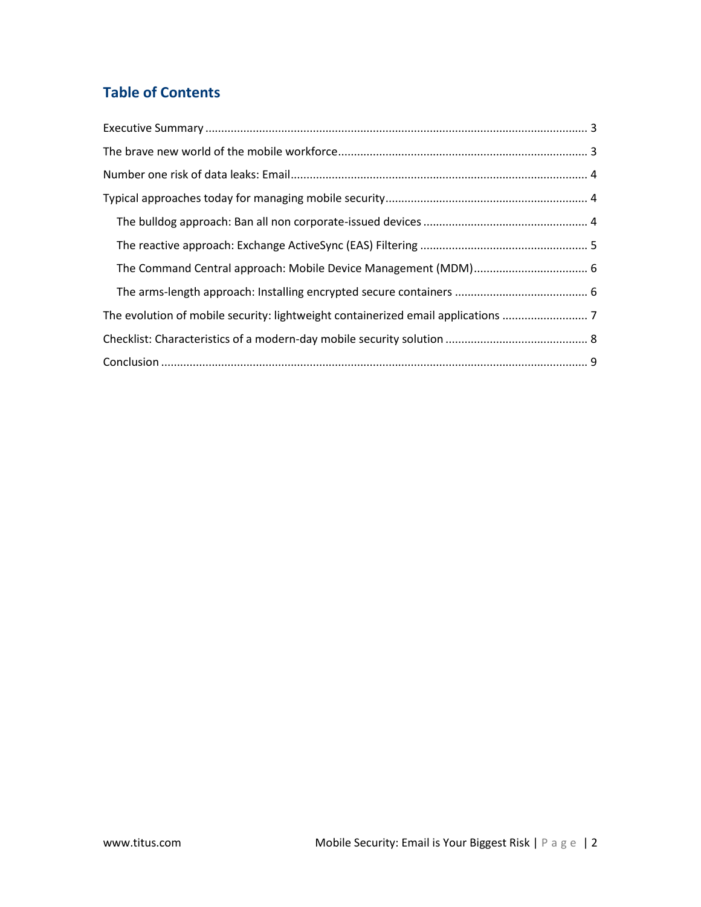## Table of Contents

- Executive Summary ........ 3
- The brave new world of the mobile workforce ........ 3
- Number one risk of data leaks: Email ........ 4
- Typical approaches today for managing mobile security ........ 4
  - The bulldog approach: Ban all non corporate-issued devices ........ 4
  - The reactive approach: Exchange ActiveSync (EAS) Filtering ........ 5
  - The Command Central approach: Mobile Device Management (MDM) ........ 6
  - The arms-length approach: Installing encrypted secure containers ........ 6
- The evolution of mobile security: lightweight containerized email applications ........ 7
- Checklist: Characteristics of a modern-day mobile security solution ........ 8
- Conclusion ........ 9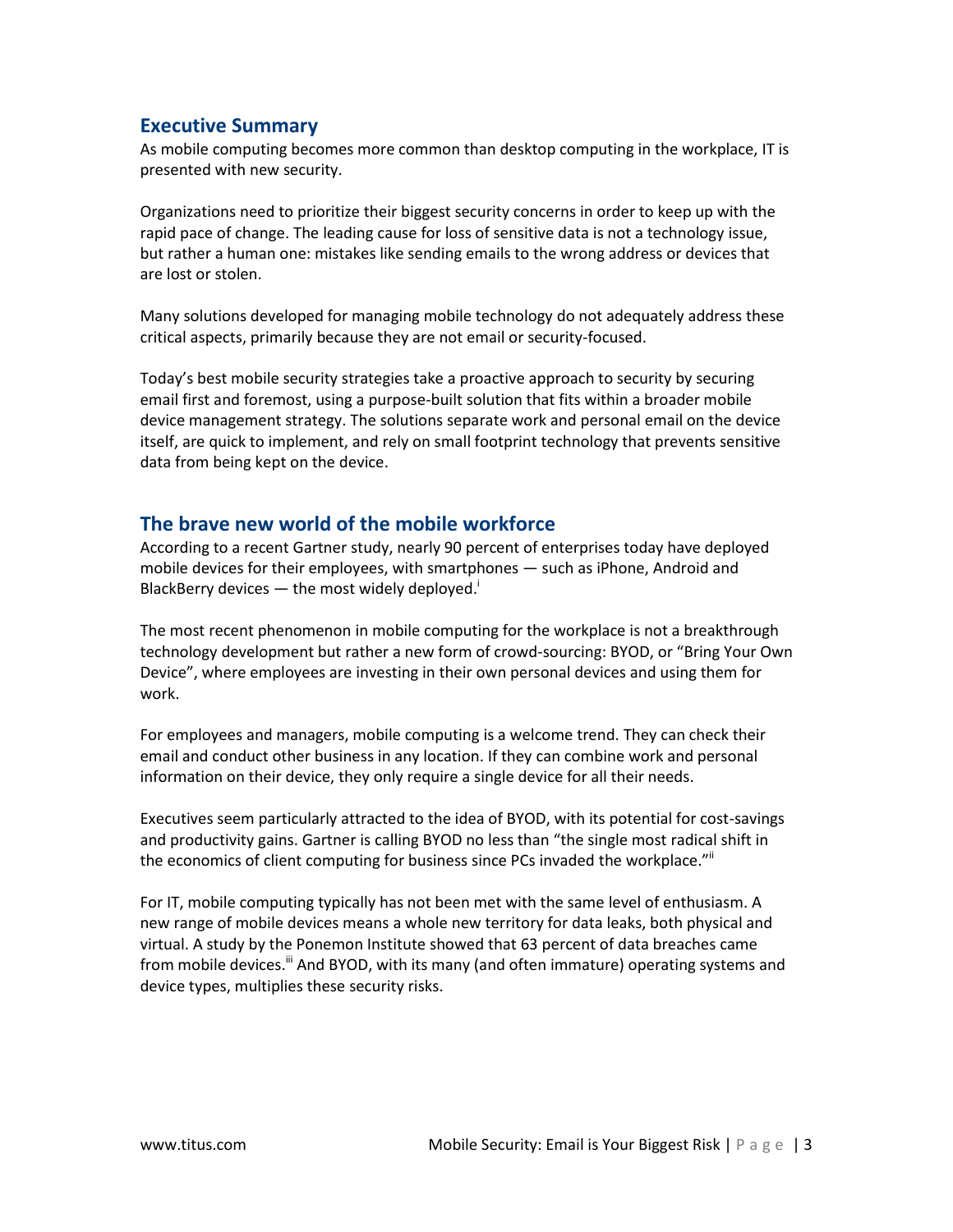## Executive Summary

As mobile computing becomes more common than desktop computing in the workplace, IT is presented with new security.

Organizations need to prioritize their biggest security concerns in order to keep up with the rapid pace of change. The leading cause for loss of sensitive data is not a technology issue, but rather a human one: mistakes like sending emails to the wrong address or devices that are lost or stolen.

Many solutions developed for managing mobile technology do not adequately address these critical aspects, primarily because they are not email or security-focused.

Today's best mobile security strategies take a proactive approach to security by securing email first and foremost, using a purpose-built solution that fits within a broader mobile device management strategy. The solutions separate work and personal email on the device itself, are quick to implement, and rely on small footprint technology that prevents sensitive data from being kept on the device.

## The brave new world of the mobile workforce

According to a recent Gartner study, nearly 90 percent of enterprises today have deployed mobile devices for their employees, with smartphones — such as iPhone, Android and BlackBerry devices — the most widely deployed.[i]

The most recent phenomenon in mobile computing for the workplace is not a breakthrough technology development but rather a new form of crowd-sourcing: BYOD, or "Bring Your Own Device", where employees are investing in their own personal devices and using them for work.

For employees and managers, mobile computing is a welcome trend. They can check their email and conduct other business in any location. If they can combine work and personal information on their device, they only require a single device for all their needs.

Executives seem particularly attracted to the idea of BYOD, with its potential for cost-savings and productivity gains. Gartner is calling BYOD no less than "the single most radical shift in the economics of client computing for business since PCs invaded the workplace."[ii]

For IT, mobile computing typically has not been met with the same level of enthusiasm. A new range of mobile devices means a whole new territory for data leaks, both physical and virtual. A study by the Ponemon Institute showed that 63 percent of data breaches came from mobile devices.[iii] And BYOD, with its many (and often immature) operating systems and device types, multiplies these security risks.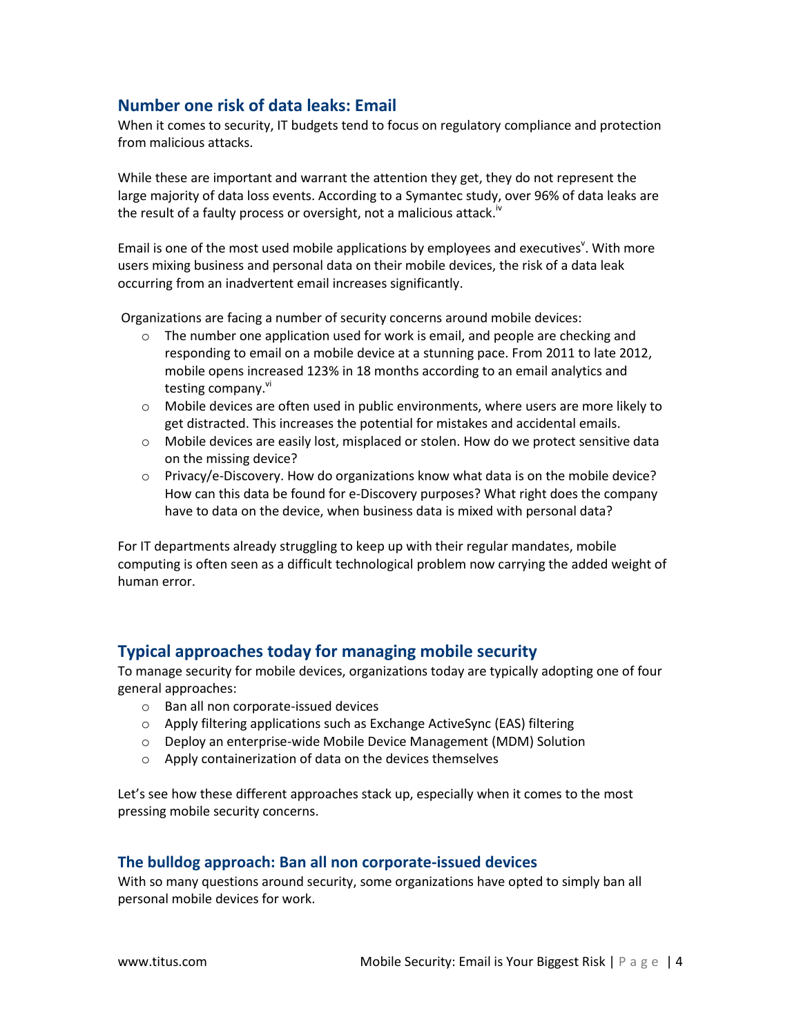## Number one risk of data leaks: Email

When it comes to security, IT budgets tend to focus on regulatory compliance and protection from malicious attacks.

While these are important and warrant the attention they get, they do not represent the large majority of data loss events. According to a Symantec study, over 96% of data leaks are the result of a faulty process or oversight, not a malicious attack.[iv]

Email is one of the most used mobile applications by employees and executives[v]. With more users mixing business and personal data on their mobile devices, the risk of a data leak occurring from an inadvertent email increases significantly.

Organizations are facing a number of security concerns around mobile devices:

- The number one application used for work is email, and people are checking and responding to email on a mobile device at a stunning pace. From 2011 to late 2012, mobile opens increased 123% in 18 months according to an email analytics and testing company.[vi]
- Mobile devices are often used in public environments, where users are more likely to get distracted. This increases the potential for mistakes and accidental emails.
- Mobile devices are easily lost, misplaced or stolen. How do we protect sensitive data on the missing device?
- Privacy/e-Discovery. How do organizations know what data is on the mobile device? How can this data be found for e-Discovery purposes? What right does the company have to data on the device, when business data is mixed with personal data?

For IT departments already struggling to keep up with their regular mandates, mobile computing is often seen as a difficult technological problem now carrying the added weight of human error.

## Typical approaches today for managing mobile security

To manage security for mobile devices, organizations today are typically adopting one of four general approaches:

- Ban all non corporate-issued devices
- Apply filtering applications such as Exchange ActiveSync (EAS) filtering
- Deploy an enterprise-wide Mobile Device Management (MDM) Solution
- Apply containerization of data on the devices themselves

Let's see how these different approaches stack up, especially when it comes to the most pressing mobile security concerns.

### The bulldog approach: Ban all non corporate-issued devices

With so many questions around security, some organizations have opted to simply ban all personal mobile devices for work.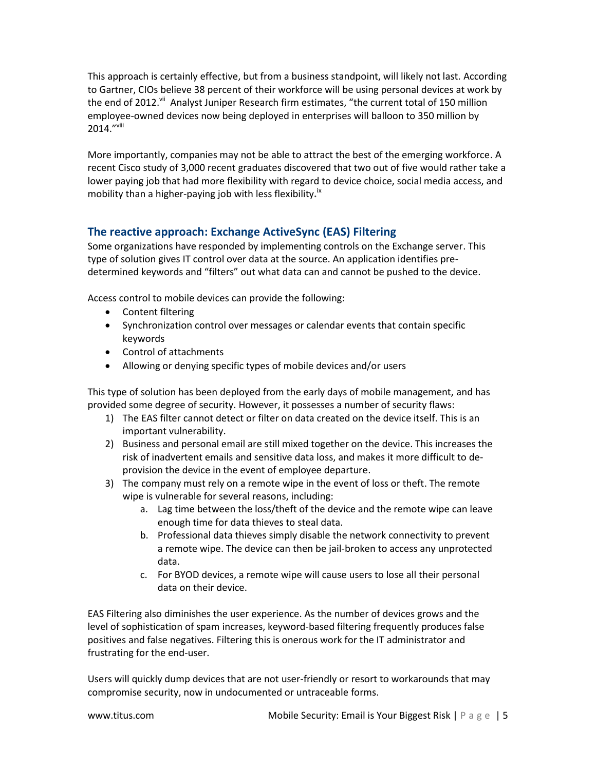This approach is certainly effective, but from a business standpoint, will likely not last. According to Gartner, CIOs believe 38 percent of their workforce will be using personal devices at work by the end of 2012.[vii] Analyst Juniper Research firm estimates, "the current total of 150 million employee-owned devices now being deployed in enterprises will balloon to 350 million by 2014."[viii]

More importantly, companies may not be able to attract the best of the emerging workforce. A recent Cisco study of 3,000 recent graduates discovered that two out of five would rather take a lower paying job that had more flexibility with regard to device choice, social media access, and mobility than a higher-paying job with less flexibility.[ix]

## The reactive approach: Exchange ActiveSync (EAS) Filtering

Some organizations have responded by implementing controls on the Exchange server. This type of solution gives IT control over data at the source. An application identifies pre-determined keywords and "filters" out what data can and cannot be pushed to the device.

Access control to mobile devices can provide the following:

- Content filtering
- Synchronization control over messages or calendar events that contain specific keywords
- Control of attachments
- Allowing or denying specific types of mobile devices and/or users

This type of solution has been deployed from the early days of mobile management, and has provided some degree of security. However, it possesses a number of security flaws:

1) The EAS filter cannot detect or filter on data created on the device itself. This is an important vulnerability.
2) Business and personal email are still mixed together on the device. This increases the risk of inadvertent emails and sensitive data loss, and makes it more difficult to de-provision the device in the event of employee departure.
3) The company must rely on a remote wipe in the event of loss or theft. The remote wipe is vulnerable for several reasons, including:
    a. Lag time between the loss/theft of the device and the remote wipe can leave enough time for data thieves to steal data.
    b. Professional data thieves simply disable the network connectivity to prevent a remote wipe. The device can then be jail-broken to access any unprotected data.
    c. For BYOD devices, a remote wipe will cause users to lose all their personal data on their device.

EAS Filtering also diminishes the user experience. As the number of devices grows and the level of sophistication of spam increases, keyword-based filtering frequently produces false positives and false negatives. Filtering this is onerous work for the IT administrator and frustrating for the end-user.

Users will quickly dump devices that are not user-friendly or resort to workarounds that may compromise security, now in undocumented or untraceable forms.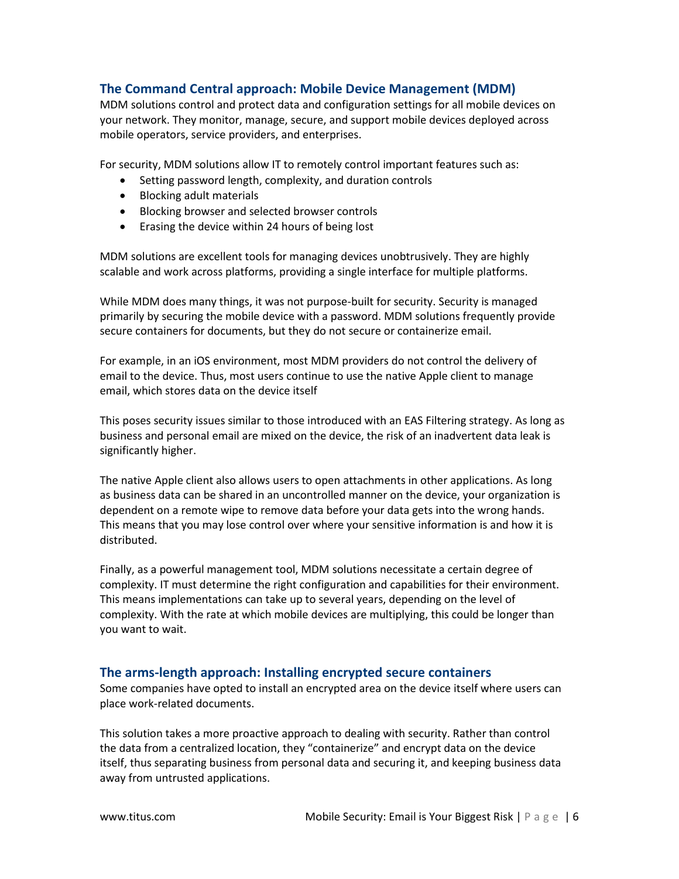## The Command Central approach: Mobile Device Management (MDM)

MDM solutions control and protect data and configuration settings for all mobile devices on your network. They monitor, manage, secure, and support mobile devices deployed across mobile operators, service providers, and enterprises.

For security, MDM solutions allow IT to remotely control important features such as:

- Setting password length, complexity, and duration controls
- Blocking adult materials
- Blocking browser and selected browser controls
- Erasing the device within 24 hours of being lost

MDM solutions are excellent tools for managing devices unobtrusively. They are highly scalable and work across platforms, providing a single interface for multiple platforms.

While MDM does many things, it was not purpose-built for security. Security is managed primarily by securing the mobile device with a password. MDM solutions frequently provide secure containers for documents, but they do not secure or containerize email.

For example, in an iOS environment, most MDM providers do not control the delivery of email to the device. Thus, most users continue to use the native Apple client to manage email, which stores data on the device itself

This poses security issues similar to those introduced with an EAS Filtering strategy. As long as business and personal email are mixed on the device, the risk of an inadvertent data leak is significantly higher.

The native Apple client also allows users to open attachments in other applications. As long as business data can be shared in an uncontrolled manner on the device, your organization is dependent on a remote wipe to remove data before your data gets into the wrong hands. This means that you may lose control over where your sensitive information is and how it is distributed.

Finally, as a powerful management tool, MDM solutions necessitate a certain degree of complexity. IT must determine the right configuration and capabilities for their environment. This means implementations can take up to several years, depending on the level of complexity. With the rate at which mobile devices are multiplying, this could be longer than you want to wait.

## The arms-length approach: Installing encrypted secure containers

Some companies have opted to install an encrypted area on the device itself where users can place work-related documents.

This solution takes a more proactive approach to dealing with security. Rather than control the data from a centralized location, they "containerize" and encrypt data on the device itself, thus separating business from personal data and securing it, and keeping business data away from untrusted applications.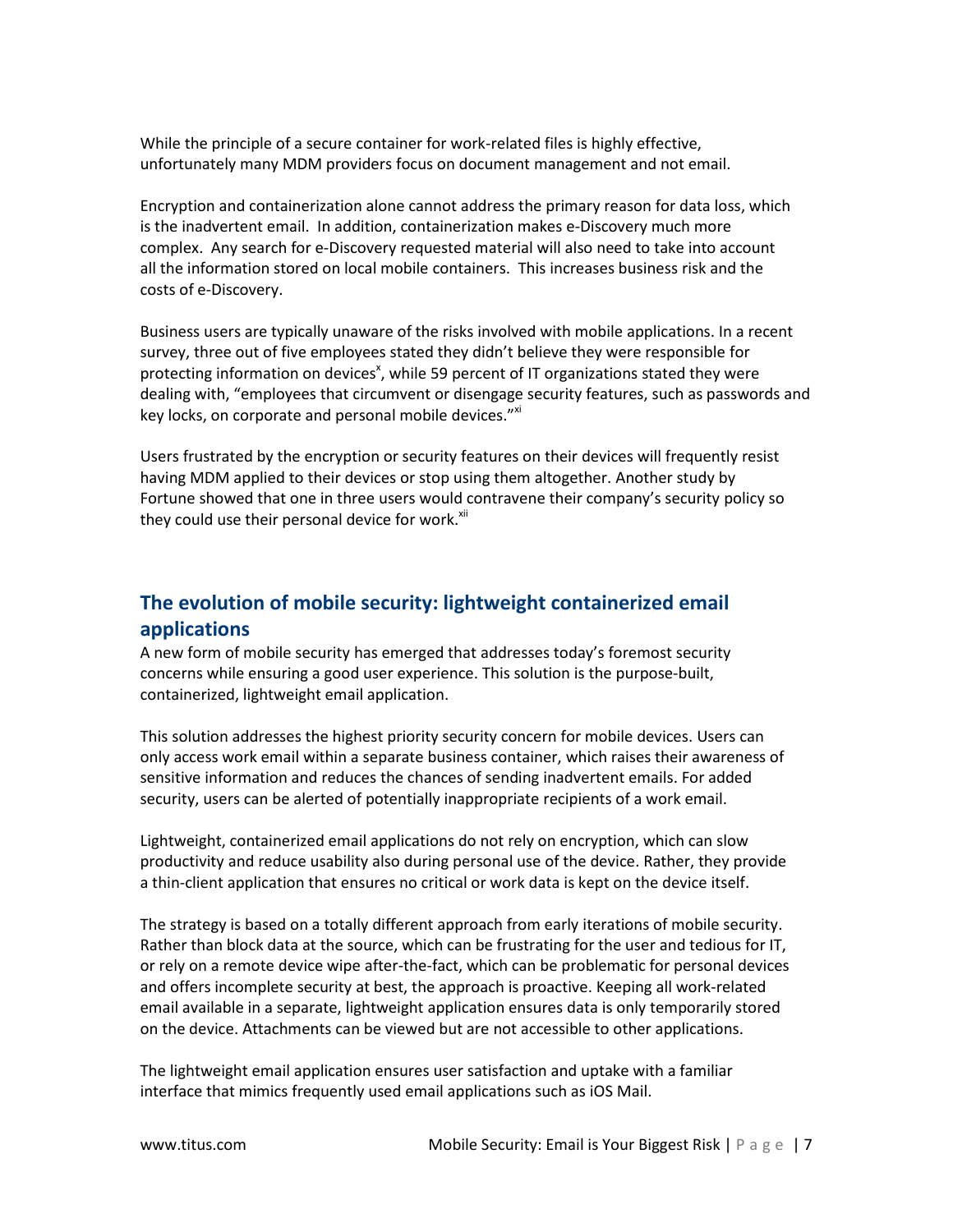While the principle of a secure container for work-related files is highly effective, unfortunately many MDM providers focus on document management and not email.

Encryption and containerization alone cannot address the primary reason for data loss, which is the inadvertent email. In addition, containerization makes e-Discovery much more complex. Any search for e-Discovery requested material will also need to take into account all the information stored on local mobile containers. This increases business risk and the costs of e-Discovery.

Business users are typically unaware of the risks involved with mobile applications. In a recent survey, three out of five employees stated they didn't believe they were responsible for protecting information on devices[x], while 59 percent of IT organizations stated they were dealing with, "employees that circumvent or disengage security features, such as passwords and key locks, on corporate and personal mobile devices."[xi]

Users frustrated by the encryption or security features on their devices will frequently resist having MDM applied to their devices or stop using them altogether. Another study by Fortune showed that one in three users would contravene their company's security policy so they could use their personal device for work.[xii]

## The evolution of mobile security: lightweight containerized email applications

A new form of mobile security has emerged that addresses today's foremost security concerns while ensuring a good user experience. This solution is the purpose-built, containerized, lightweight email application.

This solution addresses the highest priority security concern for mobile devices. Users can only access work email within a separate business container, which raises their awareness of sensitive information and reduces the chances of sending inadvertent emails. For added security, users can be alerted of potentially inappropriate recipients of a work email.

Lightweight, containerized email applications do not rely on encryption, which can slow productivity and reduce usability also during personal use of the device. Rather, they provide a thin-client application that ensures no critical or work data is kept on the device itself.

The strategy is based on a totally different approach from early iterations of mobile security. Rather than block data at the source, which can be frustrating for the user and tedious for IT, or rely on a remote device wipe after-the-fact, which can be problematic for personal devices and offers incomplete security at best, the approach is proactive. Keeping all work-related email available in a separate, lightweight application ensures data is only temporarily stored on the device. Attachments can be viewed but are not accessible to other applications.

The lightweight email application ensures user satisfaction and uptake with a familiar interface that mimics frequently used email applications such as iOS Mail.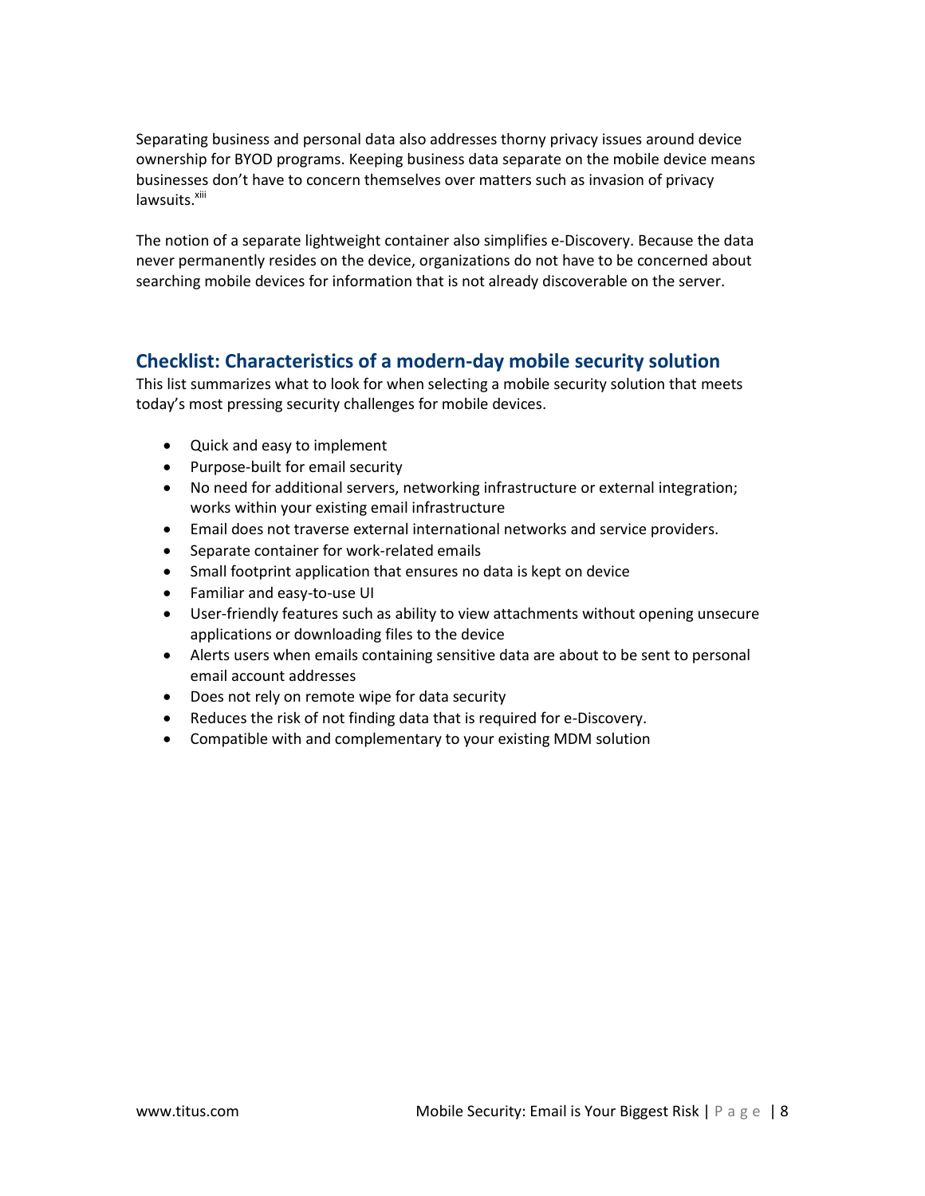Separating business and personal data also addresses thorny privacy issues around device ownership for BYOD programs. Keeping business data separate on the mobile device means businesses don't have to concern themselves over matters such as invasion of privacy lawsuits.[xiii]

The notion of a separate lightweight container also simplifies e-Discovery. Because the data never permanently resides on the device, organizations do not have to be concerned about searching mobile devices for information that is not already discoverable on the server.

## Checklist: Characteristics of a modern-day mobile security solution

This list summarizes what to look for when selecting a mobile security solution that meets today's most pressing security challenges for mobile devices.

- Quick and easy to implement
- Purpose-built for email security
- No need for additional servers, networking infrastructure or external integration; works within your existing email infrastructure
- Email does not traverse external international networks and service providers.
- Separate container for work-related emails
- Small footprint application that ensures no data is kept on device
- Familiar and easy-to-use UI
- User-friendly features such as ability to view attachments without opening unsecure applications or downloading files to the device
- Alerts users when emails containing sensitive data are about to be sent to personal email account addresses
- Does not rely on remote wipe for data security
- Reduces the risk of not finding data that is required for e-Discovery.
- Compatible with and complementary to your existing MDM solution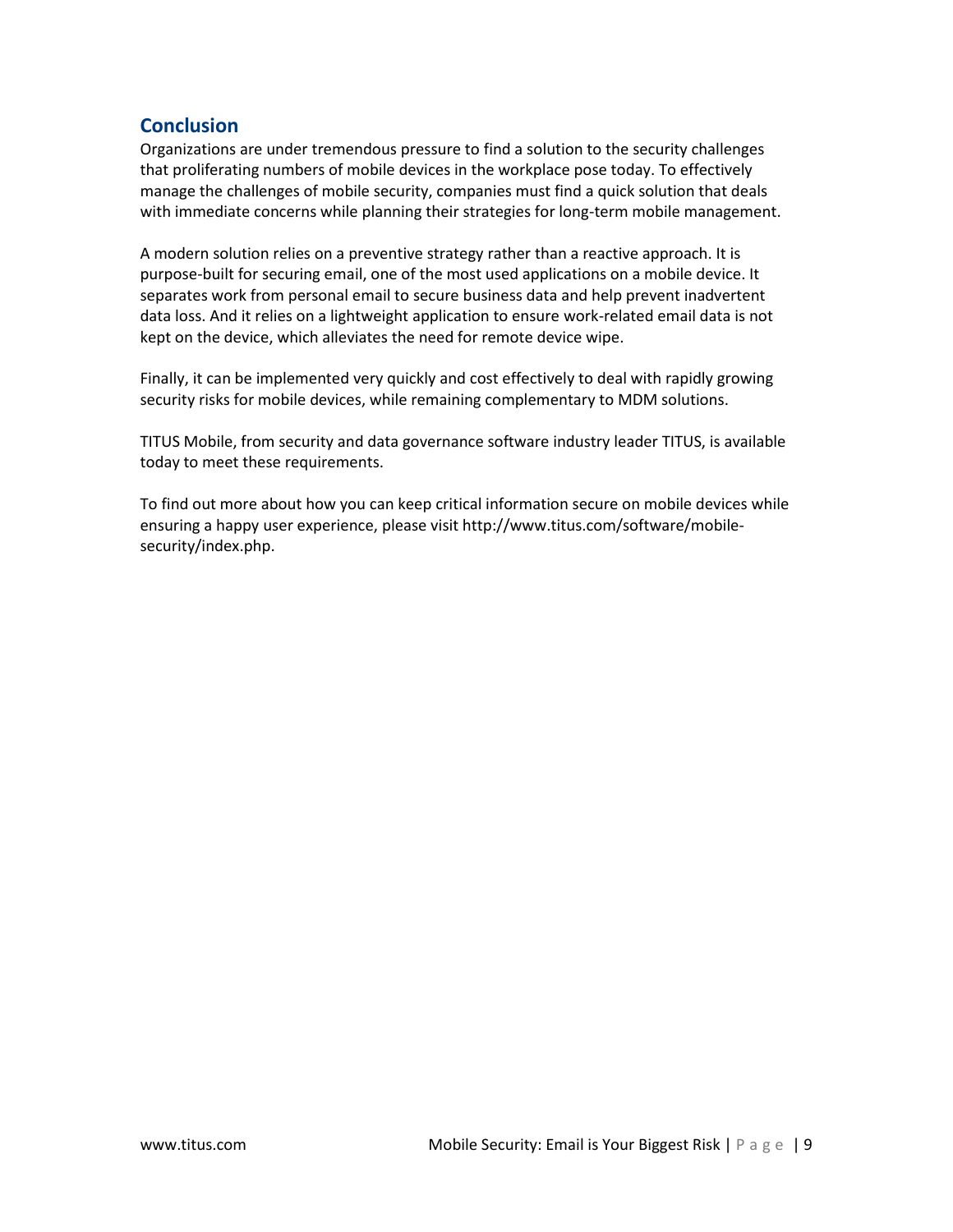## Conclusion

Organizations are under tremendous pressure to find a solution to the security challenges that proliferating numbers of mobile devices in the workplace pose today. To effectively manage the challenges of mobile security, companies must find a quick solution that deals with immediate concerns while planning their strategies for long-term mobile management.

A modern solution relies on a preventive strategy rather than a reactive approach. It is purpose-built for securing email, one of the most used applications on a mobile device. It separates work from personal email to secure business data and help prevent inadvertent data loss. And it relies on a lightweight application to ensure work-related email data is not kept on the device, which alleviates the need for remote device wipe.

Finally, it can be implemented very quickly and cost effectively to deal with rapidly growing security risks for mobile devices, while remaining complementary to MDM solutions.

TITUS Mobile, from security and data governance software industry leader TITUS, is available today to meet these requirements.

To find out more about how you can keep critical information secure on mobile devices while ensuring a happy user experience, please visit http://www.titus.com/software/mobile-security/index.php.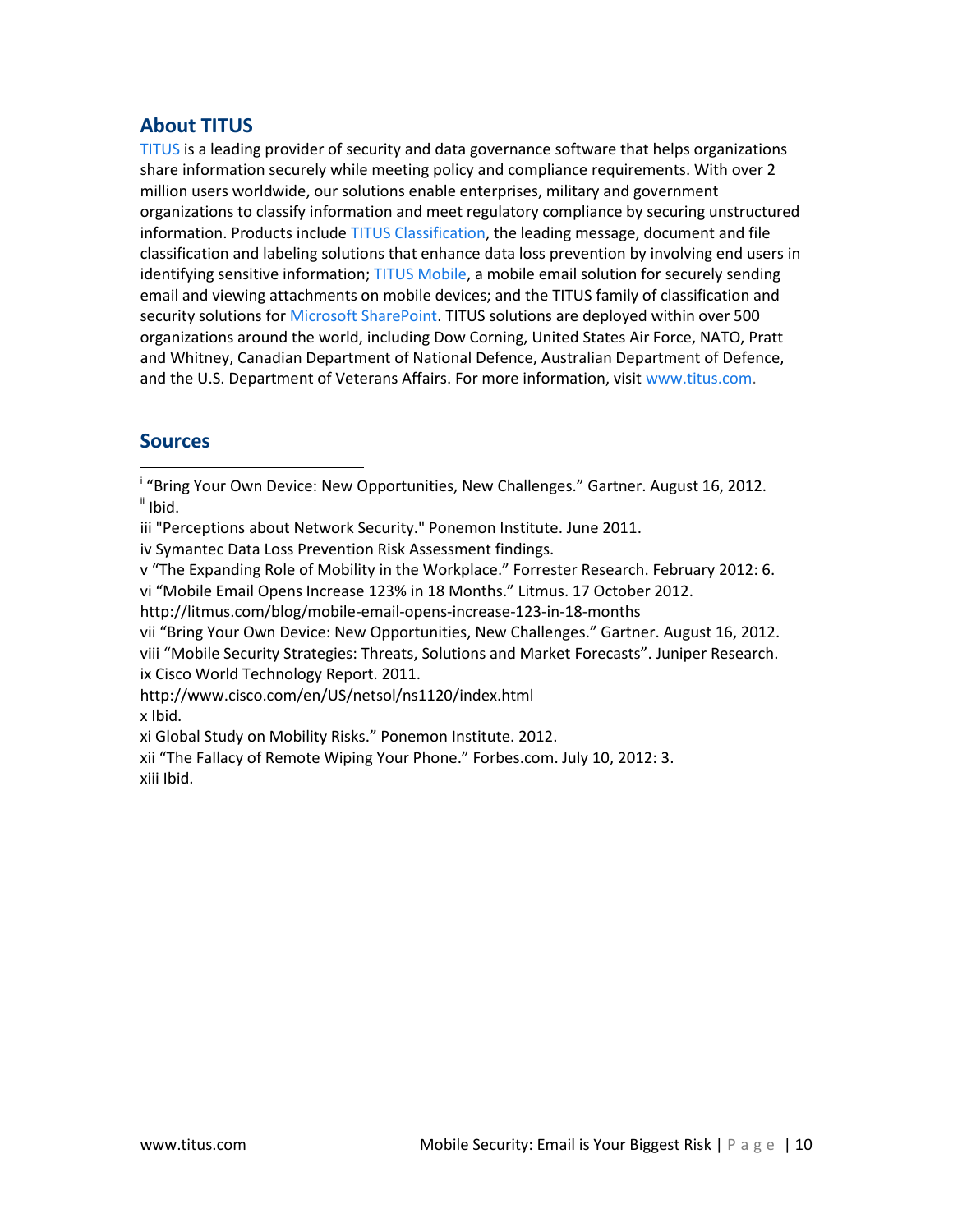## About TITUS

TITUS is a leading provider of security and data governance software that helps organizations share information securely while meeting policy and compliance requirements. With over 2 million users worldwide, our solutions enable enterprises, military and government organizations to classify information and meet regulatory compliance by securing unstructured information. Products include TITUS Classification, the leading message, document and file classification and labeling solutions that enhance data loss prevention by involving end users in identifying sensitive information; TITUS Mobile, a mobile email solution for securely sending email and viewing attachments on mobile devices; and the TITUS family of classification and security solutions for Microsoft SharePoint. TITUS solutions are deployed within over 500 organizations around the world, including Dow Corning, United States Air Force, NATO, Pratt and Whitney, Canadian Department of National Defence, Australian Department of Defence, and the U.S. Department of Veterans Affairs. For more information, visit www.titus.com.

## Sources

---

[i] "Bring Your Own Device: New Opportunities, New Challenges." Gartner. August 16, 2012.
[ii] Ibid.
iii "Perceptions about Network Security." Ponemon Institute. June 2011.
iv Symantec Data Loss Prevention Risk Assessment findings.
v "The Expanding Role of Mobility in the Workplace." Forrester Research. February 2012: 6.
vi "Mobile Email Opens Increase 123% in 18 Months." Litmus. 17 October 2012.
http://litmus.com/blog/mobile-email-opens-increase-123-in-18-months
vii "Bring Your Own Device: New Opportunities, New Challenges." Gartner. August 16, 2012.
viii "Mobile Security Strategies: Threats, Solutions and Market Forecasts". Juniper Research.
ix Cisco World Technology Report. 2011.
http://www.cisco.com/en/US/netsol/ns1120/index.html
x Ibid.
xi Global Study on Mobility Risks." Ponemon Institute. 2012.
xii "The Fallacy of Remote Wiping Your Phone." Forbes.com. July 10, 2012: 3.
xiii Ibid.